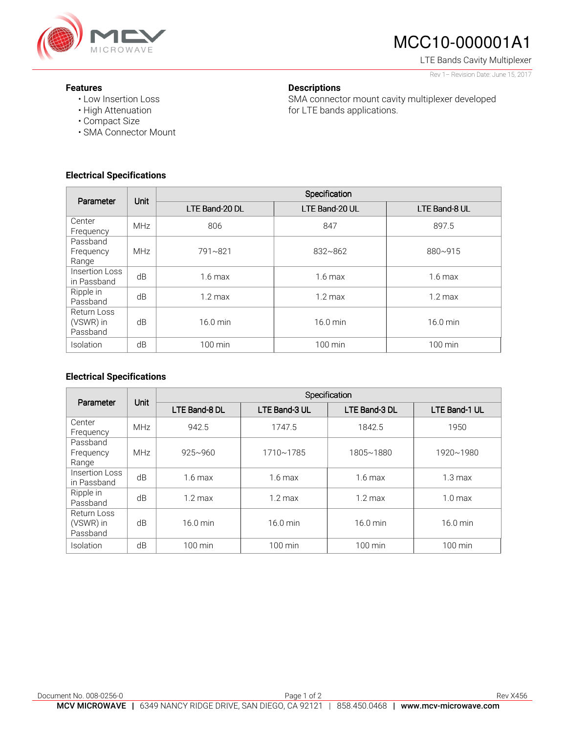# MCC10-000001A1

LTE Bands Cavity Multiplexer

Rev 1– Revision Date: June 15, 2017

## Features

- Low Insertion Loss
- High Attenuation
- Compact Size
- SMA Connector Mount

## Descriptions

SMA connector mount cavity multiplexer developed for LTE bands applications.

## Electrical Specifications

| Parameter | Unit | Specification | | |
|---|---|---|---|---|
| | | LTE Band-20 DL | LTE Band-20 UL | LTE Band-8 UL |
| Center Frequency | MHz | 806 | 847 | 897.5 |
| Passband Frequency Range | MHz | 791~821 | 832~862 | 880~915 |
| Insertion Loss in Passband | dB | 1.6 max | 1.6 max | 1.6 max |
| Ripple in Passband | dB | 1.2 max | 1.2 max | 1.2 max |
| Return Loss (VSWR) in Passband | dB | 16.0 min | 16.0 min | 16.0 min |
| Isolation | dB | 100 min | 100 min | 100 min |

## Electrical Specifications

| Parameter | Unit | Specification | | | |
|---|---|---|---|---|---|
| | | LTE Band-8 DL | LTE Band-3 UL | LTE Band-3 DL | LTE Band-1 UL |
| Center Frequency | MHz | 942.5 | 1747.5 | 1842.5 | 1950 |
| Passband Frequency Range | MHz | 925~960 | 1710~1785 | 1805~1880 | 1920~1980 |
| Insertion Loss in Passband | dB | 1.6 max | 1.6 max | 1.6 max | 1.3 max |
| Ripple in Passband | dB | 1.2 max | 1.2 max | 1.2 max | 1.0 max |
| Return Loss (VSWR) in Passband | dB | 16.0 min | 16.0 min | 16.0 min | 16.0 min |
| Isolation | dB | 100 min | 100 min | 100 min | 100 min |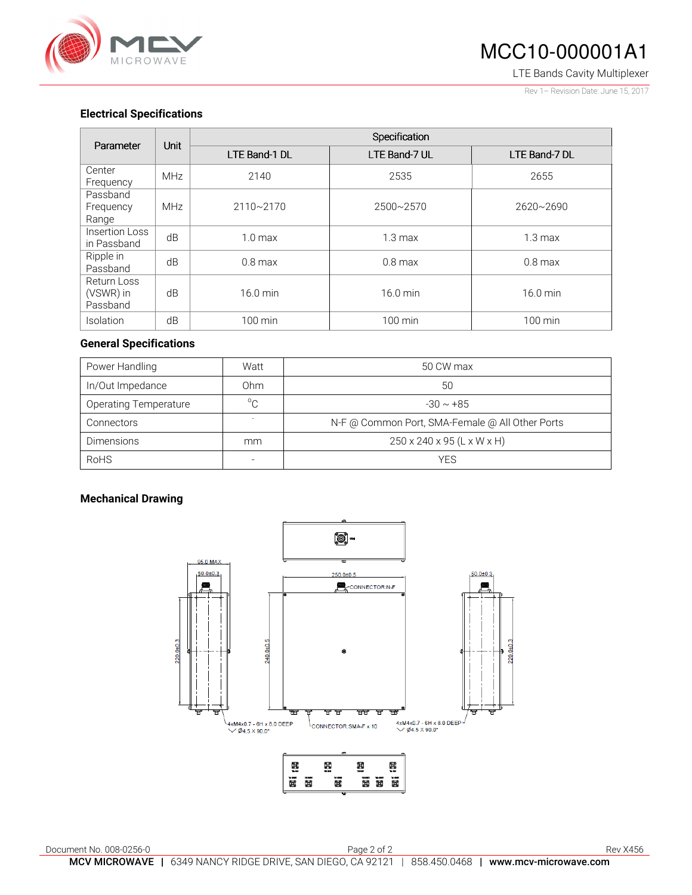# MCC10-000001A1

LTE Bands Cavity Multiplexer

Rev 1– Revision Date: June 15, 2017

### Electrical Specifications

| Parameter | Unit | Specification | | |
|---|---|---|---|---|
| | | LTE Band-1 DL | LTE Band-7 UL | LTE Band-7 DL |
| Center Frequency | MHz | 2140 | 2535 | 2655 |
| Passband Frequency Range | MHz | 2110~2170 | 2500~2570 | 2620~2690 |
| Insertion Loss in Passband | dB | 1.0 max | 1.3 max | 1.3 max |
| Ripple in Passband | dB | 0.8 max | 0.8 max | 0.8 max |
| Return Loss (VSWR) in Passband | dB | 16.0 min | 16.0 min | 16.0 min |
| Isolation | dB | 100 min | 100 min | 100 min |

### General Specifications

| | | |
|---|---|---|
| Power Handling | Watt | 50 CW max |
| In/Out Impedance | Ohm | 50 |
| Operating Temperature | °C | -30 ~ +85 |
| Connectors | - | N-F @ Common Port, SMA-Female @ All Other Ports |
| Dimensions | mm | 250 x 240 x 95 (L x W x H) |
| RoHS | - | YES |

### Mechanical Drawing

95.0 MAX
50.0±0.3
250.0±0.5
CONNECTOR:N-F
50.0±0.3
220.0±0.3
240.0±0.5
220.0±0.3
4xM4x0.7 - 6H x 8.0 DEEP
Ø4.5 X 90.0°
CONNECTOR:SMA-F x 10
4xM4x0.7 - 6H x 8.0 DEEP
Ø4.5 X 90.0°

Document No. 008-0256-0

Rev X456

**MCV MICROWAVE** | 6349 NANCY RIDGE DRIVE, SAN DIEGO, CA 92121 | 858.450.0468 | **www.mcv-microwave.com**